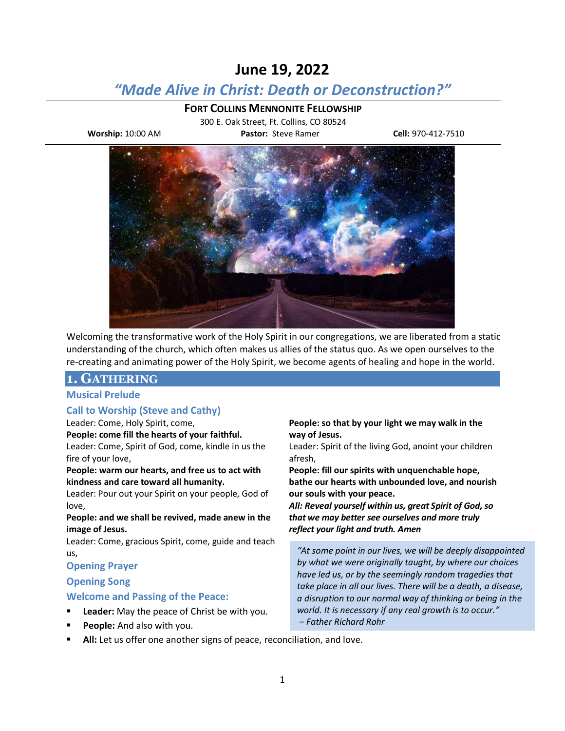# June 19, 2022

## *"Made Alive in Christ: Death or Deconstruction?"*

**FORT COLLINS MENNONITE FELLOWSHIP**

300 E. Oak Street, Ft. Collins, CO 80524

**Worship:** 10:00 AM **Pastor:** Steve Ramer **Cell:** 970-412-7510

Welcoming the transformative work of the Holy Spirit in our congregations, we are liberated from a static understanding of the church, which often makes us allies of the status quo. As we open ourselves to the re-creating and animating power of the Holy Spirit, we become agents of healing and hope in the world.

## 1. GATHERING

### Musical Prelude

### Call to Worship (Steve and Cathy)

Leader: Come, Holy Spirit, come,

**People: come fill the hearts of your faithful.**

Leader: Come, Spirit of God, come, kindle in us the fire of your love,

**People: warm our hearts, and free us to act with kindness and care toward all humanity.**

Leader: Pour out your Spirit on your people, God of love,

**People: and we shall be revived, made anew in the image of Jesus.**

Leader: Come, gracious Spirit, come, guide and teach us,

**People: so that by your light we may walk in the way of Jesus.**

Leader: Spirit of the living God, anoint your children afresh,

**People: fill our spirits with unquenchable hope, bathe our hearts with unbounded love, and nourish our souls with your peace.**

***All: Reveal yourself within us, great Spirit of God, so that we may better see ourselves and more truly reflect your light and truth. Amen***

### Opening Prayer

### Opening Song

### Welcome and Passing of the Peace:

- **Leader:** May the peace of Christ be with you.
- **People:** And also with you.
- **All:** Let us offer one another signs of peace, reconciliation, and love.

> *"At some point in our lives, we will be deeply disappointed by what we were originally taught, by where our choices have led us, or by the seemingly random tragedies that take place in all our lives. There will be a death, a disease, a disruption to our normal way of thinking or being in the world. It is necessary if any real growth is to occur."*
> *– Father Richard Rohr*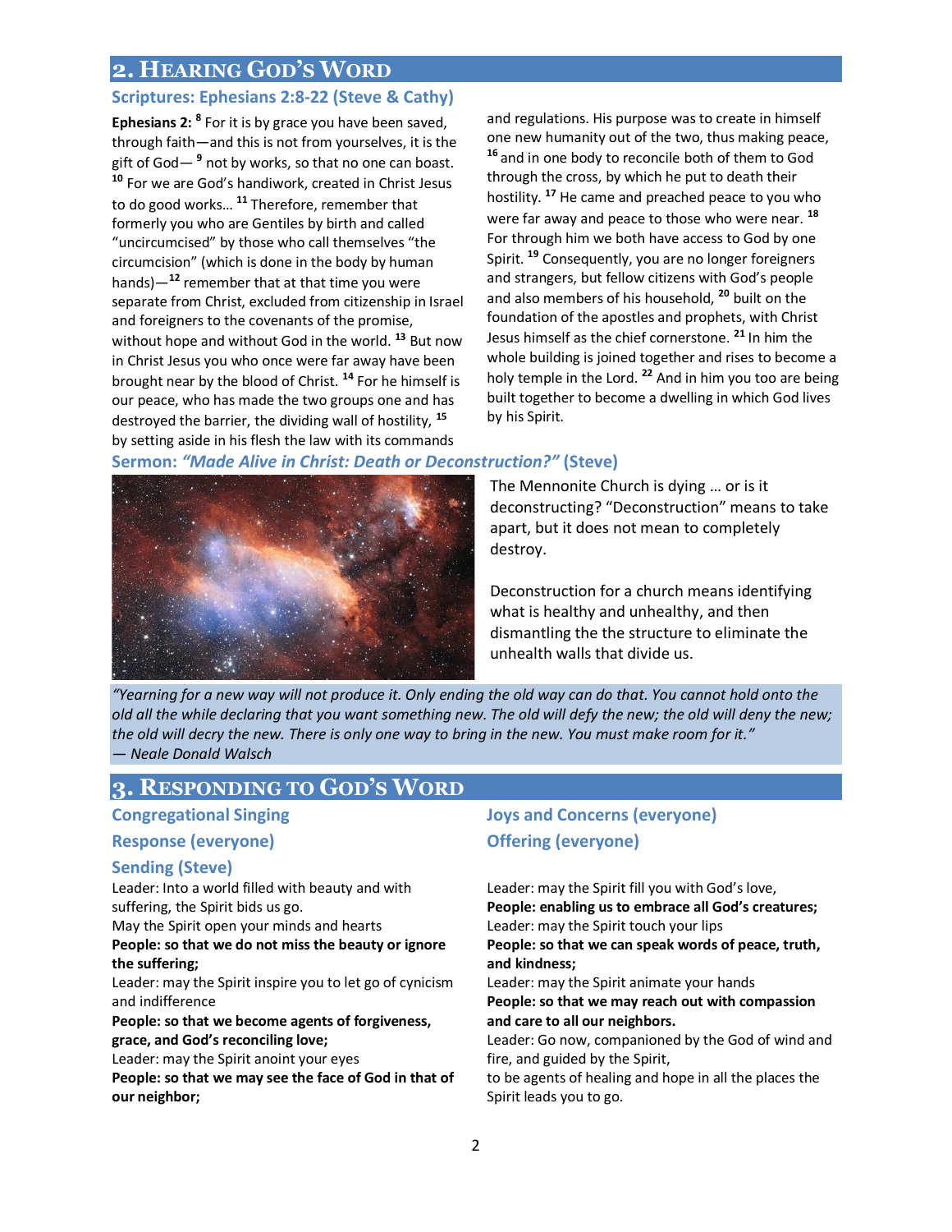## 2. Hearing God's Word

### Scriptures: Ephesians 2:8-22 (Steve & Cathy)

**Ephesians 2:** [8] For it is by grace you have been saved, through faith—and this is not from yourselves, it is the gift of God— [9] not by works, so that no one can boast. [10] For we are God's handiwork, created in Christ Jesus to do good works… [11] Therefore, remember that formerly you who are Gentiles by birth and called "uncircumcised" by those who call themselves "the circumcision" (which is done in the body by human hands)—[12] remember that at that time you were separate from Christ, excluded from citizenship in Israel and foreigners to the covenants of the promise, without hope and without God in the world. [13] But now in Christ Jesus you who once were far away have been brought near by the blood of Christ. [14] For he himself is our peace, who has made the two groups one and has destroyed the barrier, the dividing wall of hostility, [15] by setting aside in his flesh the law with its commands and regulations. His purpose was to create in himself one new humanity out of the two, thus making peace, [16] and in one body to reconcile both of them to God through the cross, by which he put to death their hostility. [17] He came and preached peace to you who were far away and peace to those who were near. [18] For through him we both have access to God by one Spirit. [19] Consequently, you are no longer foreigners and strangers, but fellow citizens with God's people and also members of his household, [20] built on the foundation of the apostles and prophets, with Christ Jesus himself as the chief cornerstone. [21] In him the whole building is joined together and rises to become a holy temple in the Lord. [22] And in him you too are being built together to become a dwelling in which God lives by his Spirit.

### Sermon: *"Made Alive in Christ: Death or Deconstruction?"* (Steve)

The Mennonite Church is dying … or is it deconstructing? "Deconstruction" means to take apart, but it does not mean to completely destroy.

Deconstruction for a church means identifying what is healthy and unhealthy, and then dismantling the the structure to eliminate the unhealth walls that divide us.

*"Yearning for a new way will not produce it. Only ending the old way can do that. You cannot hold onto the old all the while declaring that you want something new. The old will defy the new; the old will deny the new; the old will decry the new. There is only one way to bring in the new. You must make room for it."*
*— Neale Donald Walsch*

## 3. Responding to God's Word

### Congregational Singing

### Response (everyone)

### Joys and Concerns (everyone)

### Offering (everyone)

### Sending (Steve)

Leader: Into a world filled with beauty and with suffering, the Spirit bids us go.
May the Spirit open your minds and hearts
**People: so that we do not miss the beauty or ignore the suffering;**
Leader: may the Spirit inspire you to let go of cynicism and indifference
**People: so that we become agents of forgiveness, grace, and God's reconciling love;**
Leader: may the Spirit anoint your eyes
**People: so that we may see the face of God in that of our neighbor;**
Leader: may the Spirit fill you with God's love,
**People: enabling us to embrace all God's creatures;**
Leader: may the Spirit touch your lips
**People: so that we can speak words of peace, truth, and kindness;**
Leader: may the Spirit animate your hands
**People: so that we may reach out with compassion and care to all our neighbors.**
Leader: Go now, companioned by the God of wind and fire, and guided by the Spirit,
to be agents of healing and hope in all the places the Spirit leads you to go.